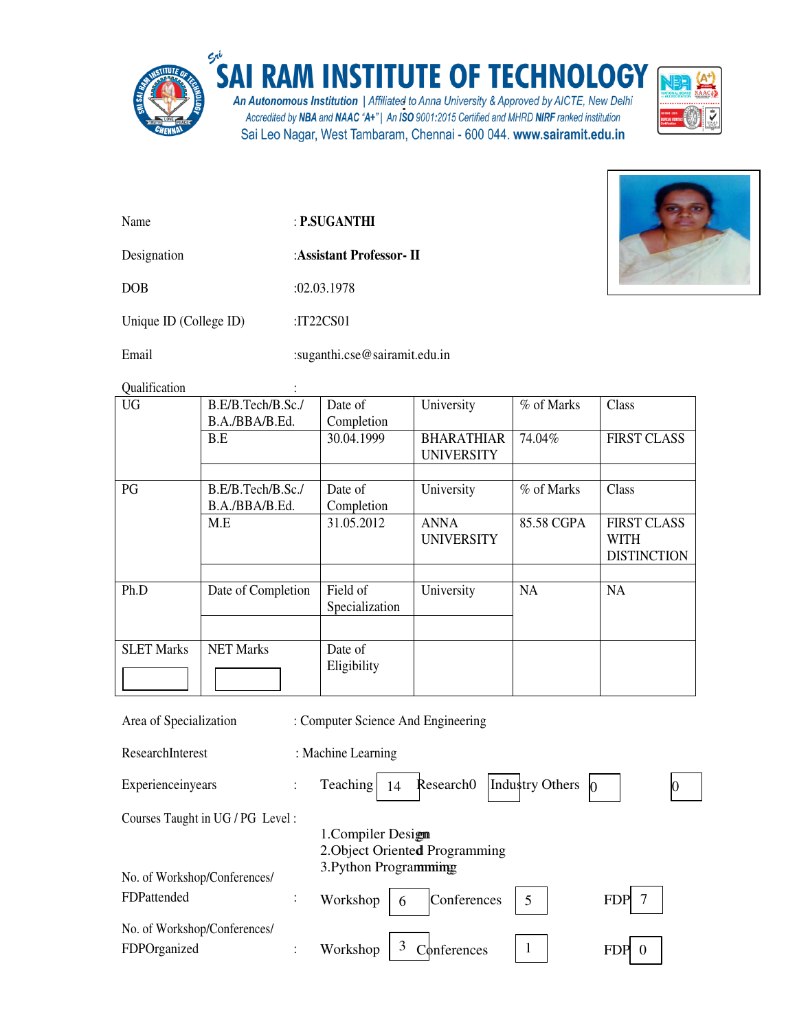# SAI RAM INSTITUTE OF TECHNOLOGY

An Autonomous Institution | Affiliated to Anna University & Approved by AICTE, New Delhi
Accredited by NBA and NAAC "A+" | An ISO 9001:2015 Certified and MHRD NIRF ranked institution
Sai Leo Nagar, West Tambaram, Chennai - 600 044. www.sairamit.edu.in

Name : **P.SUGANTHI**

Designation :**Assistant Professor- II**

DOB :02.03.1978

Unique ID (College ID) :IT22CS01

Email :suganthi.cse@sairamit.edu.in

Qualification :

| UG | B.E/B.Tech/B.Sc./ B.A./BBA/B.Ed. | Date of Completion | University | % of Marks | Class |
|---|---|---|---|---|---|
| | B.E | 30.04.1999 | BHARATHIAR UNIVERSITY | 74.04% | FIRST CLASS |
| | | | | | |
| PG | B.E/B.Tech/B.Sc./ B.A./BBA/B.Ed. | Date of Completion | University | % of Marks | Class |
| | M.E | 31.05.2012 | ANNA UNIVERSITY | 85.58 CGPA | FIRST CLASS WITH DISTINCTION |
| | | | | | |
| Ph.D | Date of Completion | Field of Specialization | University | NA | NA |
| | | | | | |
| SLET Marks | NET Marks | Date of Eligibility | | | |

Area of Specialization : Computer Science And Engineering

ResearchInterest : Machine Learning

Experienceinyears : Teaching 14 Research 0 Industry 0 Others 0

Courses Taught in UG / PG Level :

1. Compiler Design
2. Object Oriented Programming
3. Python Programming

No. of Workshop/Conferences/ FDPattended : Workshop 6 Conferences 5 FDP 7

No. of Workshop/Conferences/ FDPOrganized : Workshop 3 Conferences 1 FDP 0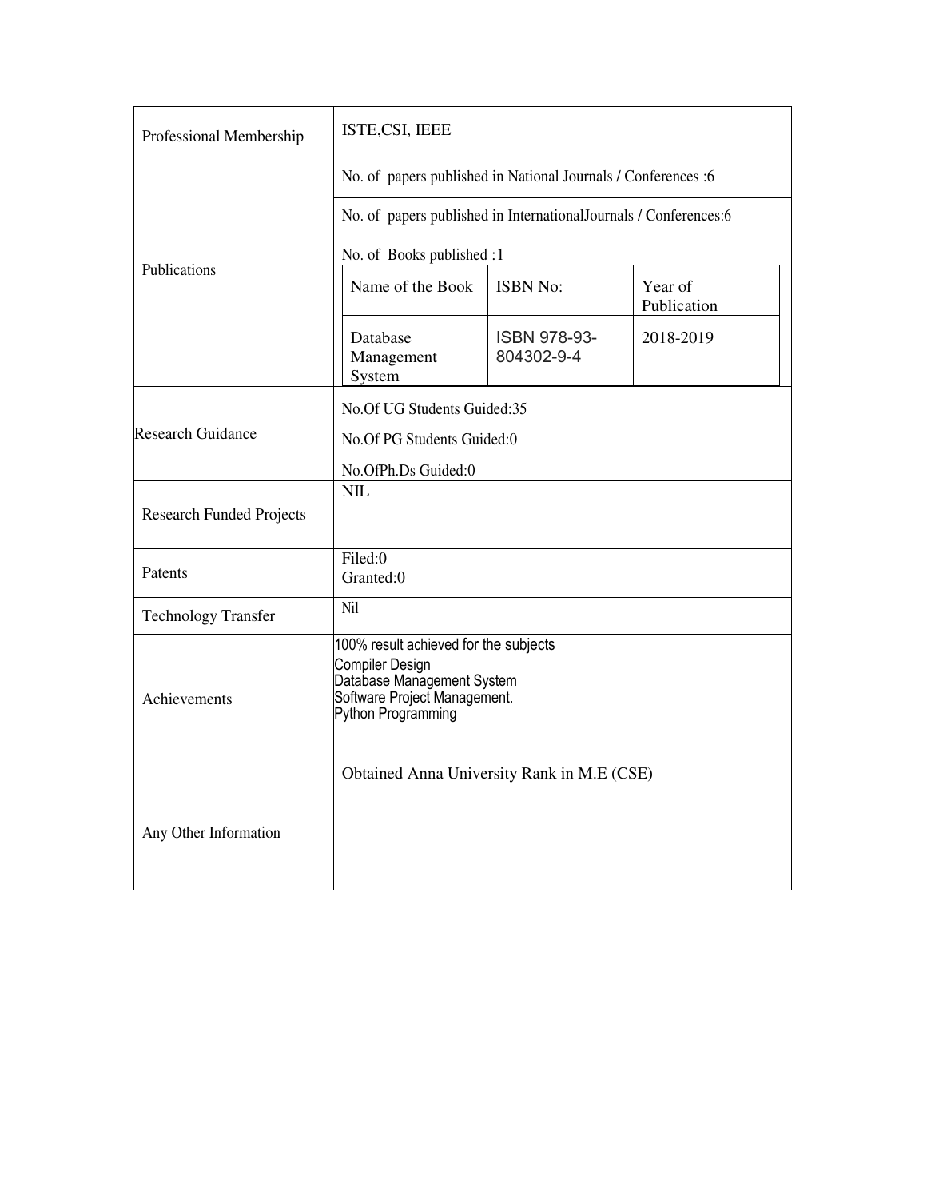| | | | |
|---|---|---|---|
| Professional Membership | ISTE,CSI, IEEE | | |
| Publications | No. of papers published in National Journals / Conferences :6 | | |
| | No. of papers published in InternationalJournals / Conferences:6 | | |
| | No. of Books published :1 | | |
| | Name of the Book | ISBN No: | Year of Publication |
| | Database Management System | ISBN 978-93-804302-9-4 | 2018-2019 |
| Research Guidance | No.Of UG Students Guided:35<br>No.Of PG Students Guided:0<br>No.OfPh.Ds Guided:0 | | |
| Research Funded Projects | NIL | | |
| Patents | Filed:0<br>Granted:0 | | |
| Technology Transfer | Nil | | |
| Achievements | 100% result achieved for the subjects<br>Compiler Design<br>Database Management System<br>Software Project Management.<br>Python Programming | | |
| Any Other Information | Obtained Anna University Rank in M.E (CSE) | | |